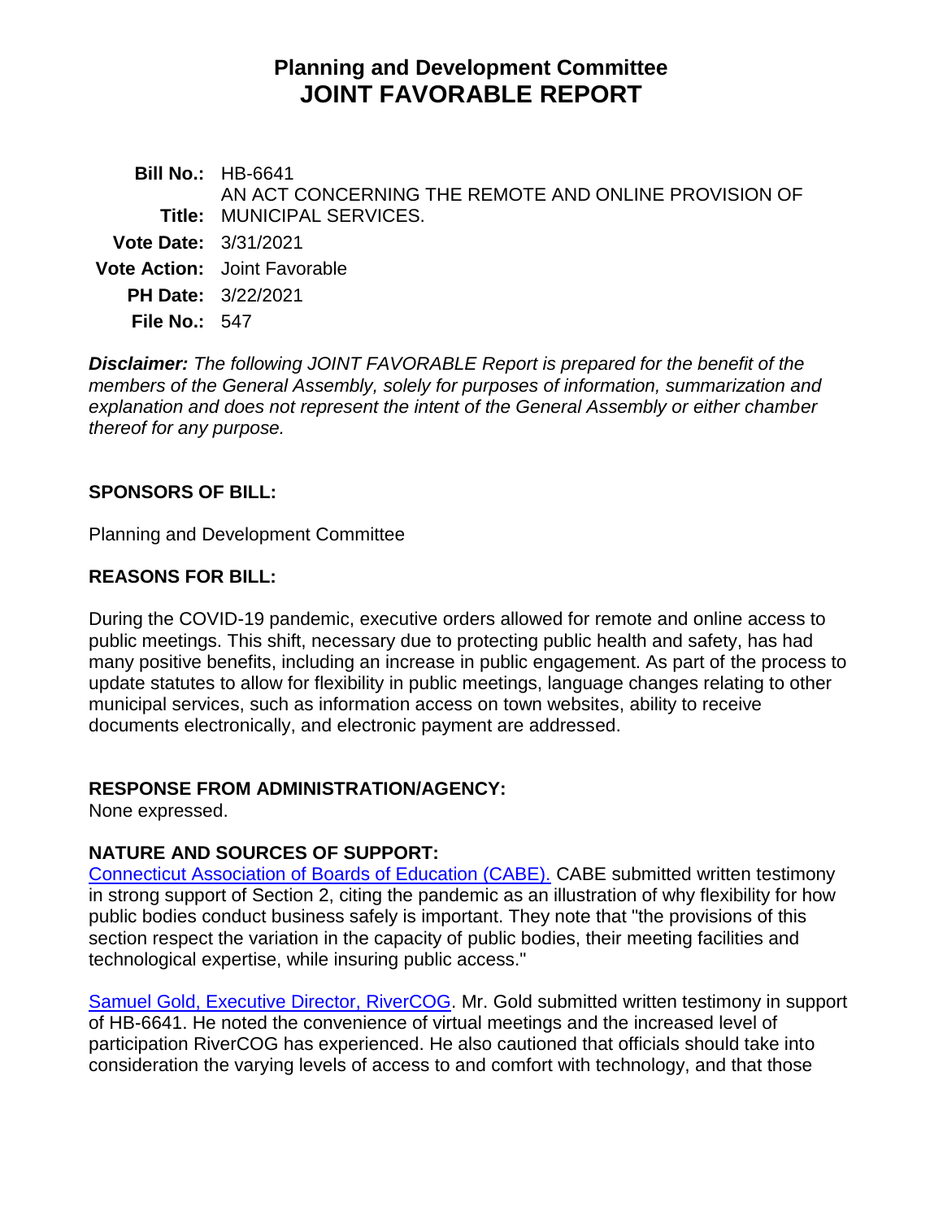# Planning and Development Committee
# JOINT FAVORABLE REPORT

**Bill No.:** HB-6641

**Title:** AN ACT CONCERNING THE REMOTE AND ONLINE PROVISION OF MUNICIPAL SERVICES.

**Vote Date:** 3/31/2021

**Vote Action:** Joint Favorable

**PH Date:** 3/22/2021

**File No.:** 547

***Disclaimer:*** *The following JOINT FAVORABLE Report is prepared for the benefit of the members of the General Assembly, solely for purposes of information, summarization and explanation and does not represent the intent of the General Assembly or either chamber thereof for any purpose.*

## SPONSORS OF BILL:

Planning and Development Committee

## REASONS FOR BILL:

During the COVID-19 pandemic, executive orders allowed for remote and online access to public meetings. This shift, necessary due to protecting public health and safety, has had many positive benefits, including an increase in public engagement. As part of the process to update statutes to allow for flexibility in public meetings, language changes relating to other municipal services, such as information access on town websites, ability to receive documents electronically, and electronic payment are addressed.

## RESPONSE FROM ADMINISTRATION/AGENCY:

None expressed.

## NATURE AND SOURCES OF SUPPORT:

Connecticut Association of Boards of Education (CABE). CABE submitted written testimony in strong support of Section 2, citing the pandemic as an illustration of why flexibility for how public bodies conduct business safely is important. They note that "the provisions of this section respect the variation in the capacity of public bodies, their meeting facilities and technological expertise, while insuring public access."

Samuel Gold, Executive Director, RiverCOG. Mr. Gold submitted written testimony in support of HB-6641. He noted the convenience of virtual meetings and the increased level of participation RiverCOG has experienced. He also cautioned that officials should take into consideration the varying levels of access to and comfort with technology, and that those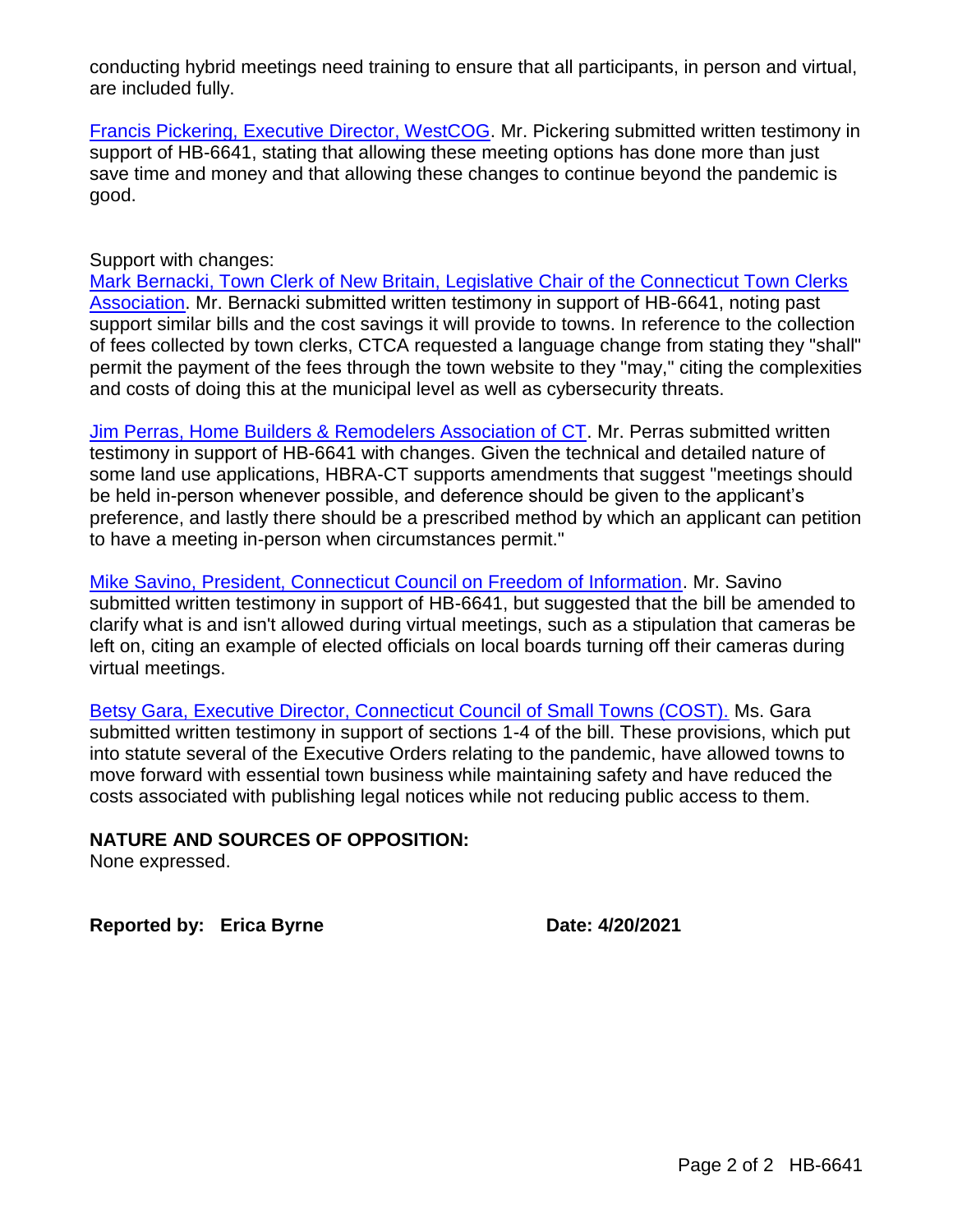conducting hybrid meetings need training to ensure that all participants, in person and virtual, are included fully.

Francis Pickering, Executive Director, WestCOG. Mr. Pickering submitted written testimony in support of HB-6641, stating that allowing these meeting options has done more than just save time and money and that allowing these changes to continue beyond the pandemic is good.

Support with changes:

Mark Bernacki, Town Clerk of New Britain, Legislative Chair of the Connecticut Town Clerks Association. Mr. Bernacki submitted written testimony in support of HB-6641, noting past support similar bills and the cost savings it will provide to towns. In reference to the collection of fees collected by town clerks, CTCA requested a language change from stating they "shall" permit the payment of the fees through the town website to they "may," citing the complexities and costs of doing this at the municipal level as well as cybersecurity threats.

Jim Perras, Home Builders & Remodelers Association of CT. Mr. Perras submitted written testimony in support of HB-6641 with changes. Given the technical and detailed nature of some land use applications, HBRA-CT supports amendments that suggest "meetings should be held in-person whenever possible, and deference should be given to the applicant's preference, and lastly there should be a prescribed method by which an applicant can petition to have a meeting in-person when circumstances permit."

Mike Savino, President, Connecticut Council on Freedom of Information. Mr. Savino submitted written testimony in support of HB-6641, but suggested that the bill be amended to clarify what is and isn't allowed during virtual meetings, such as a stipulation that cameras be left on, citing an example of elected officials on local boards turning off their cameras during virtual meetings.

Betsy Gara, Executive Director, Connecticut Council of Small Towns (COST). Ms. Gara submitted written testimony in support of sections 1-4 of the bill. These provisions, which put into statute several of the Executive Orders relating to the pandemic, have allowed towns to move forward with essential town business while maintaining safety and have reduced the costs associated with publishing legal notices while not reducing public access to them.

**NATURE AND SOURCES OF OPPOSITION:**

None expressed.

**Reported by: Erica Byrne** **Date: 4/20/2021**